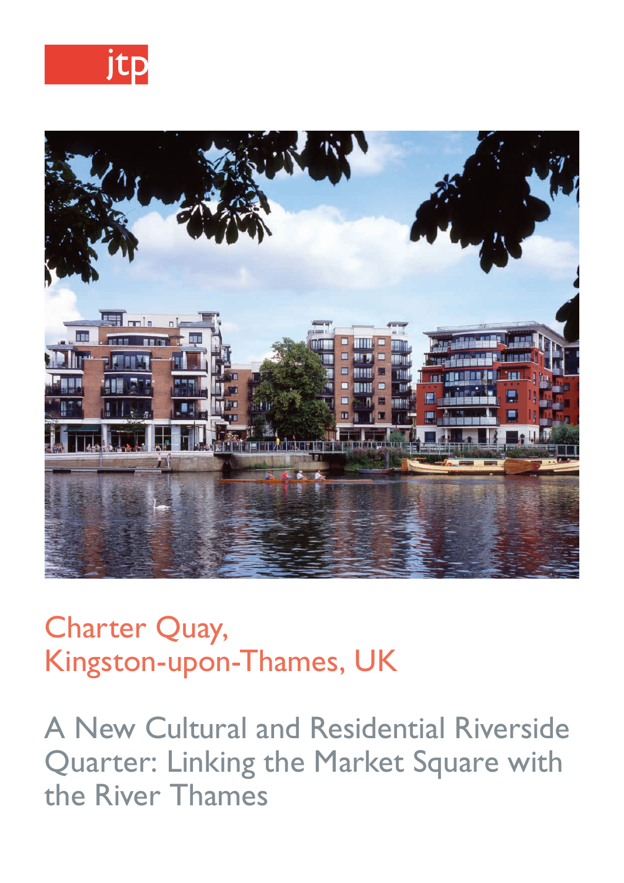jtp

# Charter Quay, Kingston-upon-Thames, UK

## A New Cultural and Residential Riverside Quarter: Linking the Market Square with the River Thames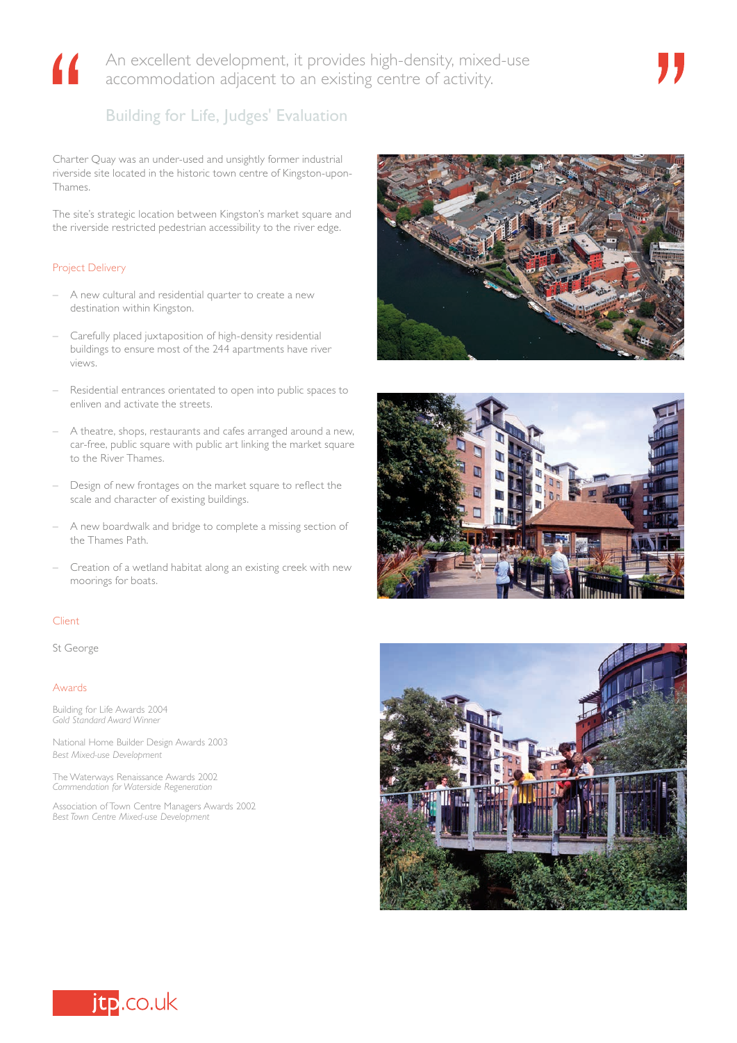> An excellent development, it provides high-density, mixed-use accommodation adjacent to an existing centre of activity.

**Building for Life, Judges' Evaluation**

Charter Quay was an under-used and unsightly former industrial riverside site located in the historic town centre of Kingston-upon-Thames.

The site's strategic location between Kingston's market square and the riverside restricted pedestrian accessibility to the river edge.

## Project Delivery

- A new cultural and residential quarter to create a new destination within Kingston.
- Carefully placed juxtaposition of high-density residential buildings to ensure most of the 244 apartments have river views.
- Residential entrances orientated to open into public spaces to enliven and activate the streets.
- A theatre, shops, restaurants and cafes arranged around a new, car-free, public square with public art linking the market square to the River Thames.
- Design of new frontages on the market square to reflect the scale and character of existing buildings.
- A new boardwalk and bridge to complete a missing section of the Thames Path.
- Creation of a wetland habitat along an existing creek with new moorings for boats.

## Client

St George

## Awards

Building for Life Awards 2004
*Gold Standard Award Winner*

National Home Builder Design Awards 2003
*Best Mixed-use Development*

The Waterways Renaissance Awards 2002
*Commendation for Waterside Regeneration*

Association of Town Centre Managers Awards 2002
*Best Town Centre Mixed-use Development*

jtp.co.uk